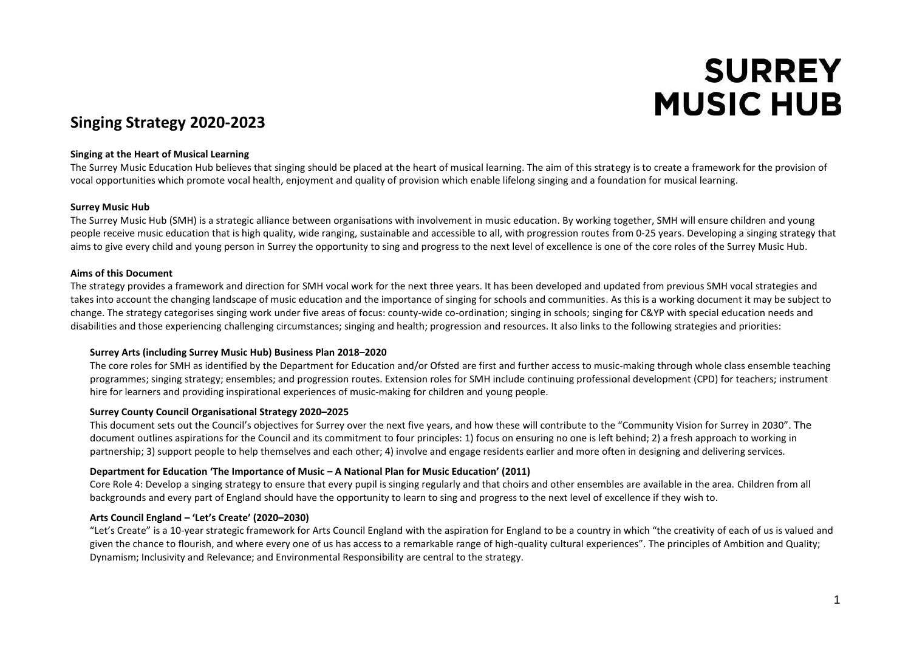# SURREY MUSIC HUB

## Singing Strategy 2020-2023

**Singing at the Heart of Musical Learning**

The Surrey Music Education Hub believes that singing should be placed at the heart of musical learning. The aim of this strategy is to create a framework for the provision of vocal opportunities which promote vocal health, enjoyment and quality of provision which enable lifelong singing and a foundation for musical learning.

**Surrey Music Hub**

The Surrey Music Hub (SMH) is a strategic alliance between organisations with involvement in music education. By working together, SMH will ensure children and young people receive music education that is high quality, wide ranging, sustainable and accessible to all, with progression routes from 0-25 years. Developing a singing strategy that aims to give every child and young person in Surrey the opportunity to sing and progress to the next level of excellence is one of the core roles of the Surrey Music Hub.

**Aims of this Document**

The strategy provides a framework and direction for SMH vocal work for the next three years. It has been developed and updated from previous SMH vocal strategies and takes into account the changing landscape of music education and the importance of singing for schools and communities. As this is a working document it may be subject to change. The strategy categorises singing work under five areas of focus: county-wide co-ordination; singing in schools; singing for C&YP with special education needs and disabilities and those experiencing challenging circumstances; singing and health; progression and resources. It also links to the following strategies and priorities:

**Surrey Arts (including Surrey Music Hub) Business Plan 2018–2020**

The core roles for SMH as identified by the Department for Education and/or Ofsted are first and further access to music-making through whole class ensemble teaching programmes; singing strategy; ensembles; and progression routes. Extension roles for SMH include continuing professional development (CPD) for teachers; instrument hire for learners and providing inspirational experiences of music-making for children and young people.

**Surrey County Council Organisational Strategy 2020–2025**

This document sets out the Council's objectives for Surrey over the next five years, and how these will contribute to the "Community Vision for Surrey in 2030". The document outlines aspirations for the Council and its commitment to four principles: 1) focus on ensuring no one is left behind; 2) a fresh approach to working in partnership; 3) support people to help themselves and each other; 4) involve and engage residents earlier and more often in designing and delivering services.

**Department for Education 'The Importance of Music – A National Plan for Music Education' (2011)**

Core Role 4: Develop a singing strategy to ensure that every pupil is singing regularly and that choirs and other ensembles are available in the area. Children from all backgrounds and every part of England should have the opportunity to learn to sing and progress to the next level of excellence if they wish to.

**Arts Council England – 'Let's Create' (2020–2030)**

"Let's Create" is a 10-year strategic framework for Arts Council England with the aspiration for England to be a country in which "the creativity of each of us is valued and given the chance to flourish, and where every one of us has access to a remarkable range of high-quality cultural experiences". The principles of Ambition and Quality; Dynamism; Inclusivity and Relevance; and Environmental Responsibility are central to the strategy.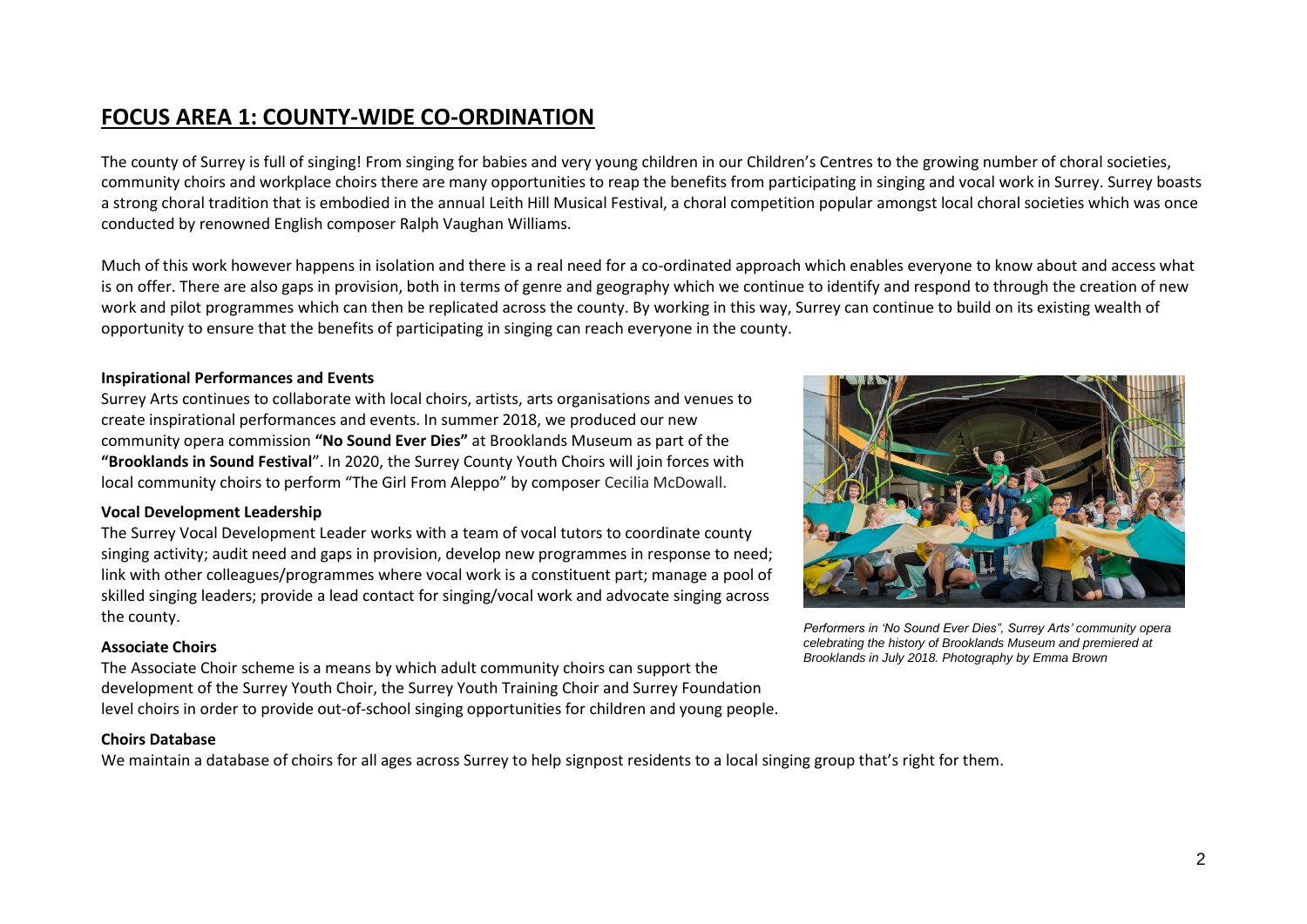# FOCUS AREA 1: COUNTY-WIDE CO-ORDINATION

The county of Surrey is full of singing! From singing for babies and very young children in our Children's Centres to the growing number of choral societies, community choirs and workplace choirs there are many opportunities to reap the benefits from participating in singing and vocal work in Surrey. Surrey boasts a strong choral tradition that is embodied in the annual Leith Hill Musical Festival, a choral competition popular amongst local choral societies which was once conducted by renowned English composer Ralph Vaughan Williams.

Much of this work however happens in isolation and there is a real need for a co-ordinated approach which enables everyone to know about and access what is on offer. There are also gaps in provision, both in terms of genre and geography which we continue to identify and respond to through the creation of new work and pilot programmes which can then be replicated across the county. By working in this way, Surrey can continue to build on its existing wealth of opportunity to ensure that the benefits of participating in singing can reach everyone in the county.

**Inspirational Performances and Events**

Surrey Arts continues to collaborate with local choirs, artists, arts organisations and venues to create inspirational performances and events. In summer 2018, we produced our new community opera commission **"No Sound Ever Dies"** at Brooklands Museum as part of the **"Brooklands in Sound Festival"**. In 2020, the Surrey County Youth Choirs will join forces with local community choirs to perform "The Girl From Aleppo" by composer Cecilia McDowall.

*Performers in 'No Sound Ever Dies", Surrey Arts' community opera celebrating the history of Brooklands Museum and premiered at Brooklands in July 2018. Photography by Emma Brown*

**Vocal Development Leadership**

The Surrey Vocal Development Leader works with a team of vocal tutors to coordinate county singing activity; audit need and gaps in provision, develop new programmes in response to need; link with other colleagues/programmes where vocal work is a constituent part; manage a pool of skilled singing leaders; provide a lead contact for singing/vocal work and advocate singing across the county.

**Associate Choirs**

The Associate Choir scheme is a means by which adult community choirs can support the development of the Surrey Youth Choir, the Surrey Youth Training Choir and Surrey Foundation level choirs in order to provide out-of-school singing opportunities for children and young people.

**Choirs Database**

We maintain a database of choirs for all ages across Surrey to help signpost residents to a local singing group that's right for them.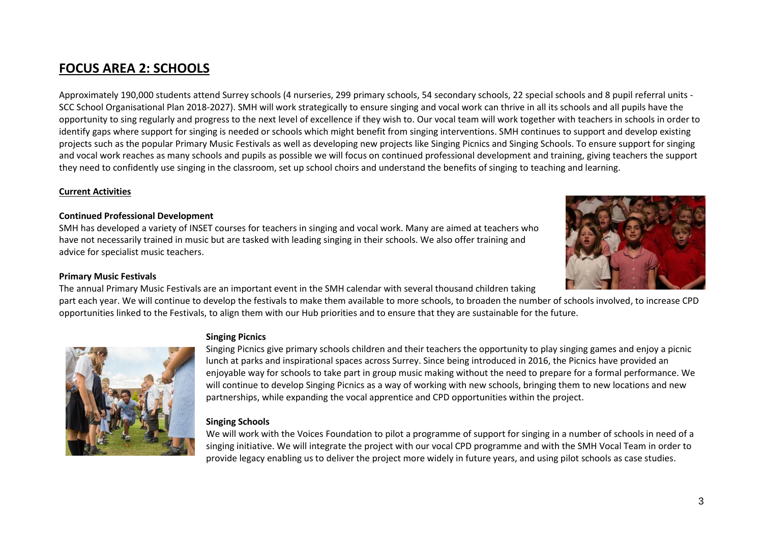# FOCUS AREA 2: SCHOOLS

Approximately 190,000 students attend Surrey schools (4 nurseries, 299 primary schools, 54 secondary schools, 22 special schools and 8 pupil referral units - SCC School Organisational Plan 2018-2027). SMH will work strategically to ensure singing and vocal work can thrive in all its schools and all pupils have the opportunity to sing regularly and progress to the next level of excellence if they wish to. Our vocal team will work together with teachers in schools in order to identify gaps where support for singing is needed or schools which might benefit from singing interventions. SMH continues to support and develop existing projects such as the popular Primary Music Festivals as well as developing new projects like Singing Picnics and Singing Schools. To ensure support for singing and vocal work reaches as many schools and pupils as possible we will focus on continued professional development and training, giving teachers the support they need to confidently use singing in the classroom, set up school choirs and understand the benefits of singing to teaching and learning.

## Current Activities

### Continued Professional Development

SMH has developed a variety of INSET courses for teachers in singing and vocal work. Many are aimed at teachers who have not necessarily trained in music but are tasked with leading singing in their schools. We also offer training and advice for specialist music teachers.

### Primary Music Festivals

The annual Primary Music Festivals are an important event in the SMH calendar with several thousand children taking part each year. We will continue to develop the festivals to make them available to more schools, to broaden the number of schools involved, to increase CPD opportunities linked to the Festivals, to align them with our Hub priorities and to ensure that they are sustainable for the future.

### Singing Picnics

Singing Picnics give primary schools children and their teachers the opportunity to play singing games and enjoy a picnic lunch at parks and inspirational spaces across Surrey. Since being introduced in 2016, the Picnics have provided an enjoyable way for schools to take part in group music making without the need to prepare for a formal performance. We will continue to develop Singing Picnics as a way of working with new schools, bringing them to new locations and new partnerships, while expanding the vocal apprentice and CPD opportunities within the project.

### Singing Schools

We will work with the Voices Foundation to pilot a programme of support for singing in a number of schools in need of a singing initiative. We will integrate the project with our vocal CPD programme and with the SMH Vocal Team in order to provide legacy enabling us to deliver the project more widely in future years, and using pilot schools as case studies.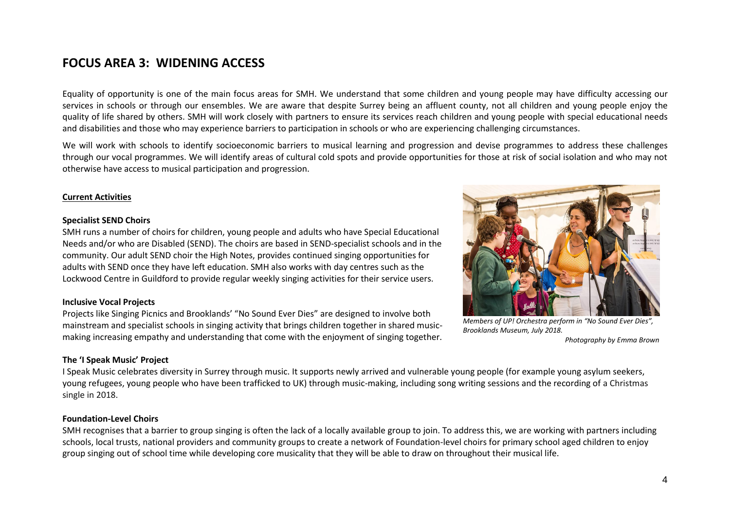## FOCUS AREA 3: WIDENING ACCESS

Equality of opportunity is one of the main focus areas for SMH. We understand that some children and young people may have difficulty accessing our services in schools or through our ensembles. We are aware that despite Surrey being an affluent county, not all children and young people enjoy the quality of life shared by others. SMH will work closely with partners to ensure its services reach children and young people with special educational needs and disabilities and those who may experience barriers to participation in schools or who are experiencing challenging circumstances.

We will work with schools to identify socioeconomic barriers to musical learning and progression and devise programmes to address these challenges through our vocal programmes. We will identify areas of cultural cold spots and provide opportunities for those at risk of social isolation and who may not otherwise have access to musical participation and progression.

**Current Activities**

**Specialist SEND Choirs**

SMH runs a number of choirs for children, young people and adults who have Special Educational Needs and/or who are Disabled (SEND). The choirs are based in SEND-specialist schools and in the community. Our adult SEND choir the High Notes, provides continued singing opportunities for adults with SEND once they have left education. SMH also works with day centres such as the Lockwood Centre in Guildford to provide regular weekly singing activities for their service users.

**Inclusive Vocal Projects**

Projects like Singing Picnics and Brooklands' "No Sound Ever Dies" are designed to involve both mainstream and specialist schools in singing activity that brings children together in shared music-making increasing empathy and understanding that come with the enjoyment of singing together.

*Members of UP! Orchestra perform in "No Sound Ever Dies", Brooklands Museum, July 2018.*

*Photography by Emma Brown*

**The 'I Speak Music' Project**

I Speak Music celebrates diversity in Surrey through music. It supports newly arrived and vulnerable young people (for example young asylum seekers, young refugees, young people who have been trafficked to UK) through music-making, including song writing sessions and the recording of a Christmas single in 2018.

**Foundation-Level Choirs**

SMH recognises that a barrier to group singing is often the lack of a locally available group to join. To address this, we are working with partners including schools, local trusts, national providers and community groups to create a network of Foundation-level choirs for primary school aged children to enjoy group singing out of school time while developing core musicality that they will be able to draw on throughout their musical life.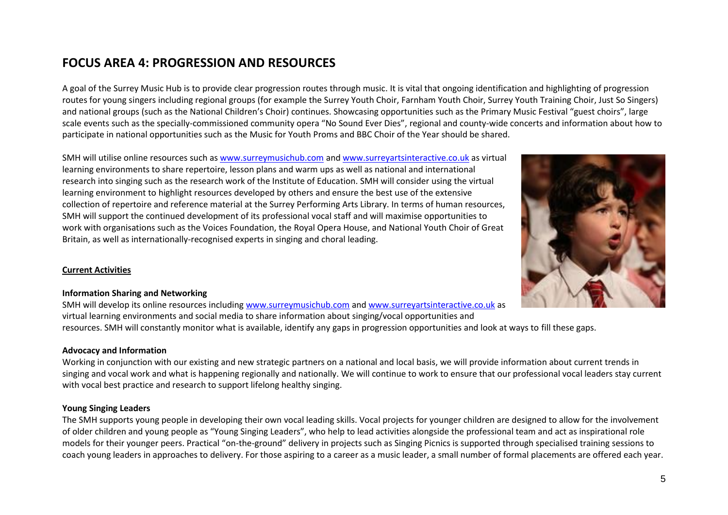# FOCUS AREA 4: PROGRESSION AND RESOURCES

A goal of the Surrey Music Hub is to provide clear progression routes through music. It is vital that ongoing identification and highlighting of progression routes for young singers including regional groups (for example the Surrey Youth Choir, Farnham Youth Choir, Surrey Youth Training Choir, Just So Singers) and national groups (such as the National Children's Choir) continues. Showcasing opportunities such as the Primary Music Festival "guest choirs", large scale events such as the specially-commissioned community opera "No Sound Ever Dies", regional and county-wide concerts and information about how to participate in national opportunities such as the Music for Youth Proms and BBC Choir of the Year should be shared.

SMH will utilise online resources such as [www.surreymusichub.com](http://www.surreymusichub.com) and [www.surreyartsinteractive.co.uk](http://www.surreyartsinteractive.co.uk) as virtual learning environments to share repertoire, lesson plans and warm ups as well as national and international research into singing such as the research work of the Institute of Education. SMH will consider using the virtual learning environment to highlight resources developed by others and ensure the best use of the extensive collection of repertoire and reference material at the Surrey Performing Arts Library. In terms of human resources, SMH will support the continued development of its professional vocal staff and will maximise opportunities to work with organisations such as the Voices Foundation, the Royal Opera House, and National Youth Choir of Great Britain, as well as internationally-recognised experts in singing and choral leading.

**<u>Current Activities</u>**

**Information Sharing and Networking**

SMH will develop its online resources including [www.surreymusichub.com](http://www.surreymusichub.com) and [www.surreyartsinteractive.co.uk](http://www.surreyartsinteractive.co.uk) as virtual learning environments and social media to share information about singing/vocal opportunities and resources. SMH will constantly monitor what is available, identify any gaps in progression opportunities and look at ways to fill these gaps.

**Advocacy and Information**

Working in conjunction with our existing and new strategic partners on a national and local basis, we will provide information about current trends in singing and vocal work and what is happening regionally and nationally. We will continue to work to ensure that our professional vocal leaders stay current with vocal best practice and research to support lifelong healthy singing.

**Young Singing Leaders**

The SMH supports young people in developing their own vocal leading skills. Vocal projects for younger children are designed to allow for the involvement of older children and young people as "Young Singing Leaders", who help to lead activities alongside the professional team and act as inspirational role models for their younger peers. Practical "on-the-ground" delivery in projects such as Singing Picnics is supported through specialised training sessions to coach young leaders in approaches to delivery. For those aspiring to a career as a music leader, a small number of formal placements are offered each year.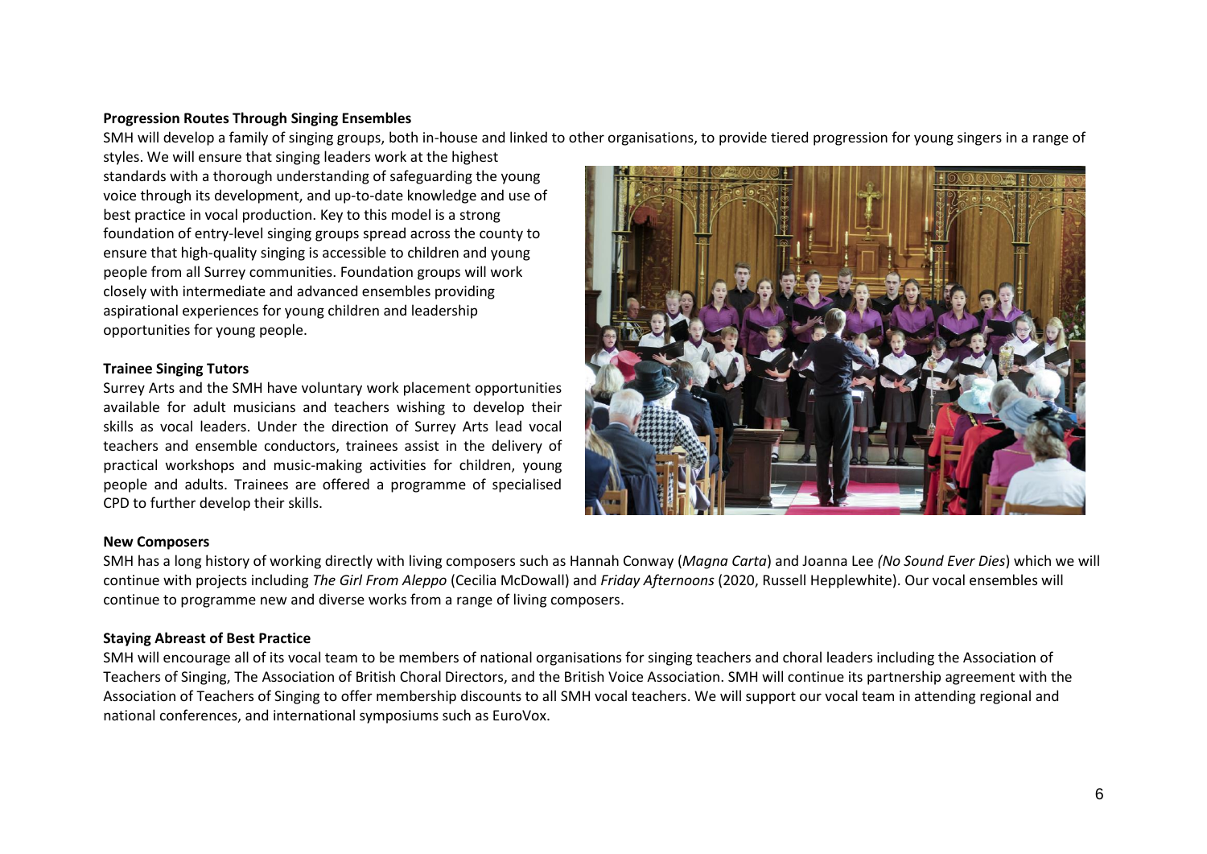**Progression Routes Through Singing Ensembles**

SMH will develop a family of singing groups, both in-house and linked to other organisations, to provide tiered progression for young singers in a range of styles. We will ensure that singing leaders work at the highest standards with a thorough understanding of safeguarding the young voice through its development, and up-to-date knowledge and use of best practice in vocal production. Key to this model is a strong foundation of entry-level singing groups spread across the county to ensure that high-quality singing is accessible to children and young people from all Surrey communities. Foundation groups will work closely with intermediate and advanced ensembles providing aspirational experiences for young children and leadership opportunities for young people.

**Trainee Singing Tutors**

Surrey Arts and the SMH have voluntary work placement opportunities available for adult musicians and teachers wishing to develop their skills as vocal leaders. Under the direction of Surrey Arts lead vocal teachers and ensemble conductors, trainees assist in the delivery of practical workshops and music-making activities for children, young people and adults. Trainees are offered a programme of specialised CPD to further develop their skills.

**New Composers**

SMH has a long history of working directly with living composers such as Hannah Conway (*Magna Carta*) and Joanna Lee *(No Sound Ever Dies*) which we will continue with projects including *The Girl From Aleppo* (Cecilia McDowall) and *Friday Afternoons* (2020, Russell Hepplewhite). Our vocal ensembles will continue to programme new and diverse works from a range of living composers.

**Staying Abreast of Best Practice**

SMH will encourage all of its vocal team to be members of national organisations for singing teachers and choral leaders including the Association of Teachers of Singing, The Association of British Choral Directors, and the British Voice Association. SMH will continue its partnership agreement with the Association of Teachers of Singing to offer membership discounts to all SMH vocal teachers. We will support our vocal team in attending regional and national conferences, and international symposiums such as EuroVox.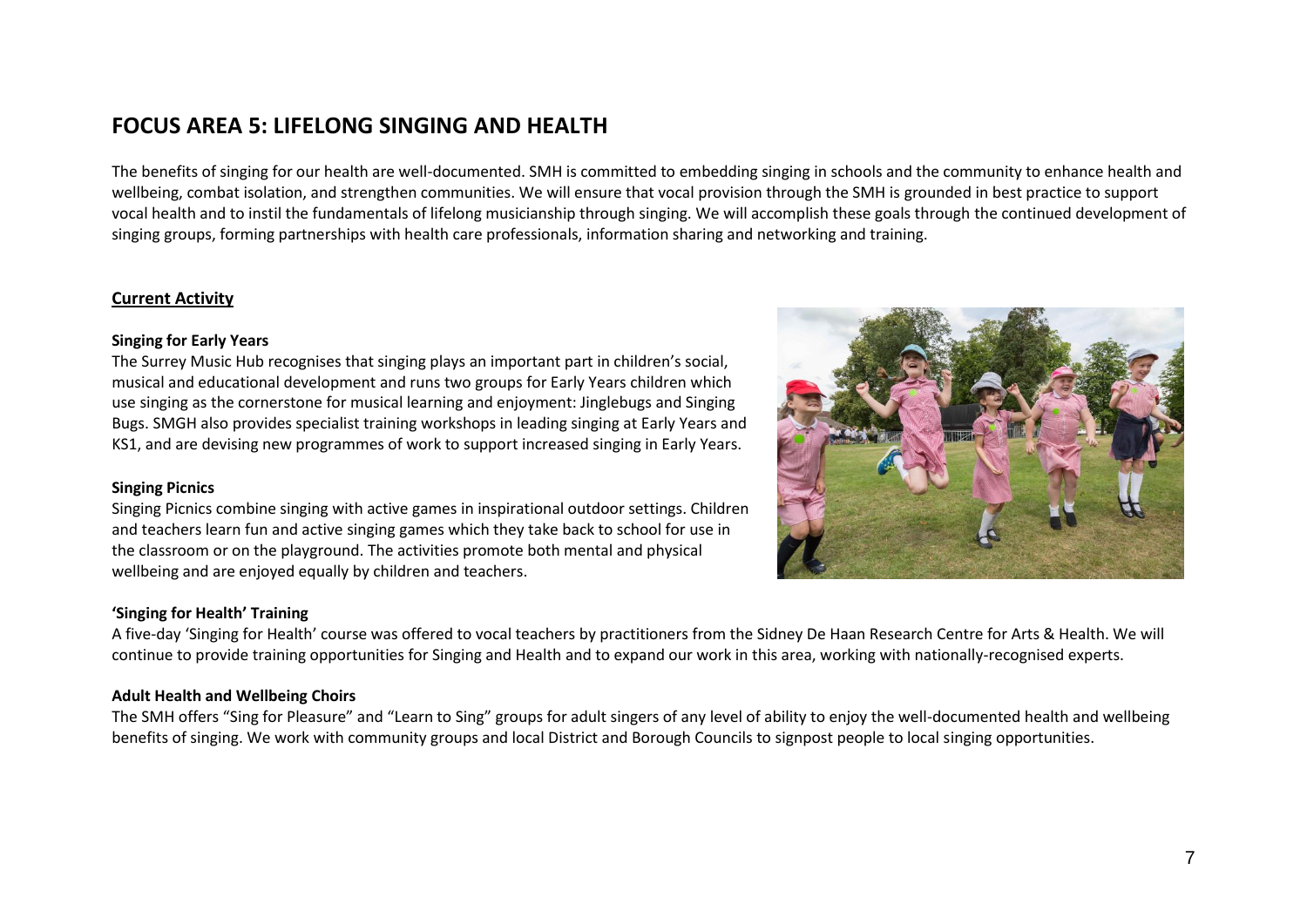## FOCUS AREA 5: LIFELONG SINGING AND HEALTH

The benefits of singing for our health are well-documented. SMH is committed to embedding singing in schools and the community to enhance health and wellbeing, combat isolation, and strengthen communities. We will ensure that vocal provision through the SMH is grounded in best practice to support vocal health and to instil the fundamentals of lifelong musicianship through singing. We will accomplish these goals through the continued development of singing groups, forming partnerships with health care professionals, information sharing and networking and training.

### Current Activity

**Singing for Early Years**

The Surrey Music Hub recognises that singing plays an important part in children's social, musical and educational development and runs two groups for Early Years children which use singing as the cornerstone for musical learning and enjoyment: Jinglebugs and Singing Bugs. SMGH also provides specialist training workshops in leading singing at Early Years and KS1, and are devising new programmes of work to support increased singing in Early Years.

**Singing Picnics**

Singing Picnics combine singing with active games in inspirational outdoor settings. Children and teachers learn fun and active singing games which they take back to school for use in the classroom or on the playground. The activities promote both mental and physical wellbeing and are enjoyed equally by children and teachers.

**'Singing for Health' Training**

A five-day 'Singing for Health' course was offered to vocal teachers by practitioners from the Sidney De Haan Research Centre for Arts & Health. We will continue to provide training opportunities for Singing and Health and to expand our work in this area, working with nationally-recognised experts.

**Adult Health and Wellbeing Choirs**

The SMH offers "Sing for Pleasure" and "Learn to Sing" groups for adult singers of any level of ability to enjoy the well-documented health and wellbeing benefits of singing. We work with community groups and local District and Borough Councils to signpost people to local singing opportunities.